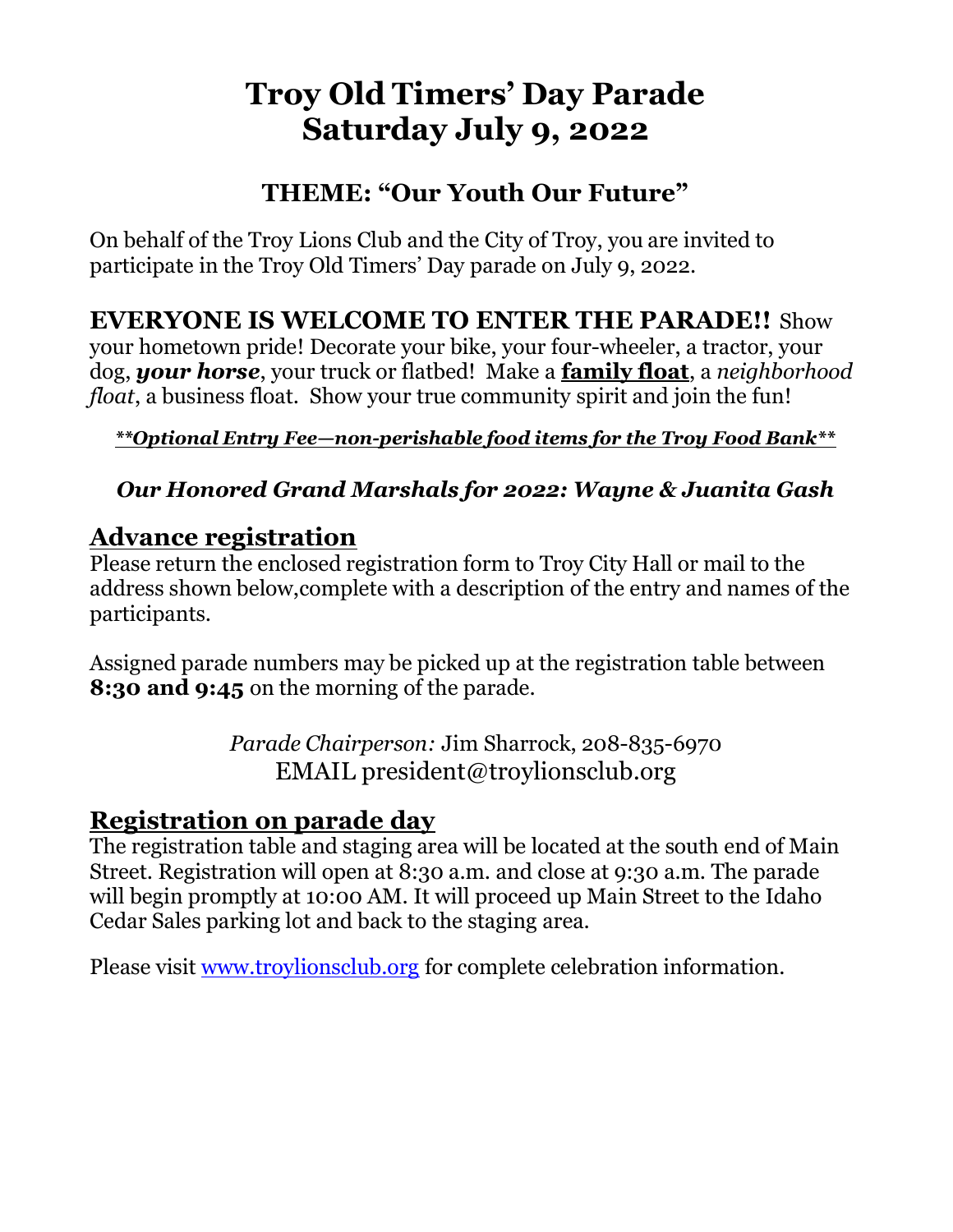# Troy Old Timers' Day Parade
# Saturday July 9, 2022

## THEME: "Our Youth Our Future"

On behalf of the Troy Lions Club and the City of Troy, you are invited to participate in the Troy Old Timers' Day parade on July 9, 2022.

**EVERYONE IS WELCOME TO ENTER THE PARADE!!** Show your hometown pride! Decorate your bike, your four-wheeler, a tractor, your dog, ***your horse***, your truck or flatbed! Make a **family float**, a *neighborhood float*, a business float. Show your true community spirit and join the fun!

***\*\*Optional Entry Fee—non-perishable food items for the Troy Food Bank\*\****

***Our Honored Grand Marshals for 2022: Wayne & Juanita Gash***

## Advance registration

Please return the enclosed registration form to Troy City Hall or mail to the address shown below,complete with a description of the entry and names of the participants.

Assigned parade numbers may be picked up at the registration table between **8:30 and 9:45** on the morning of the parade.

*Parade Chairperson:* Jim Sharrock, 208-835-6970
EMAIL president@troylionsclub.org

## Registration on parade day

The registration table and staging area will be located at the south end of Main Street. Registration will open at 8:30 a.m. and close at 9:30 a.m. The parade will begin promptly at 10:00 AM. It will proceed up Main Street to the Idaho Cedar Sales parking lot and back to the staging area.

Please visit www.troylionsclub.org for complete celebration information.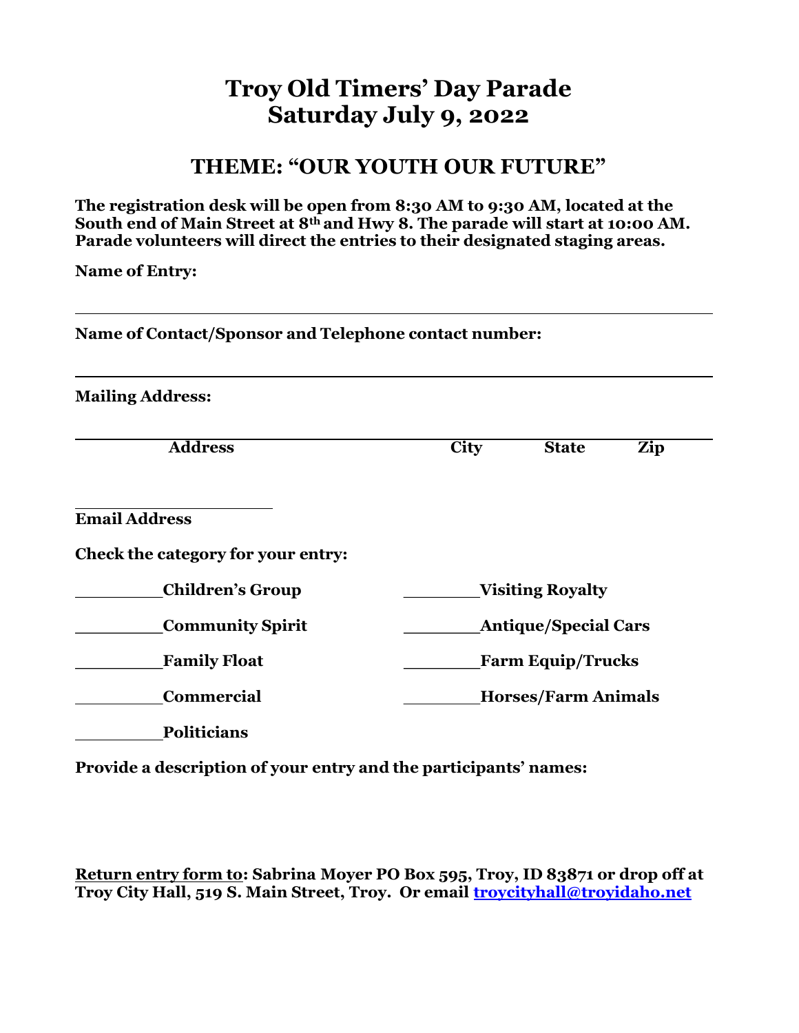# Troy Old Timers' Day Parade
# Saturday July 9, 2022

## THEME: "OUR YOUTH OUR FUTURE"

**The registration desk will be open from 8:30 AM to 9:30 AM, located at the South end of Main Street at 8th and Hwy 8. The parade will start at 10:00 AM. Parade volunteers will direct the entries to their designated staging areas.**

**Name of Entry:**

______________________________________________________________

**Name of Contact/Sponsor and Telephone contact number:**

______________________________________________________________

**Mailing Address:**

______________________________________________________________

**Address** **City** **State** **Zip**

____________________

**Email Address**

**Check the category for your entry:**

| | |
|---|---|
| ________**Children's Group** | ________**Visiting Royalty** |
| ________**Community Spirit** | ________**Antique/Special Cars** |
| ________**Family Float** | ________**Farm Equip/Trucks** |
| ________**Commercial** | ________**Horses/Farm Animals** |
| ________**Politicians** | |

**Provide a description of your entry and the participants' names:**

**<u>Return entry form to</u>: Sabrina Moyer PO Box 595, Troy, ID 83871 or drop off at Troy City Hall, 519 S. Main Street, Troy. Or email troycityhall@troyidaho.net**